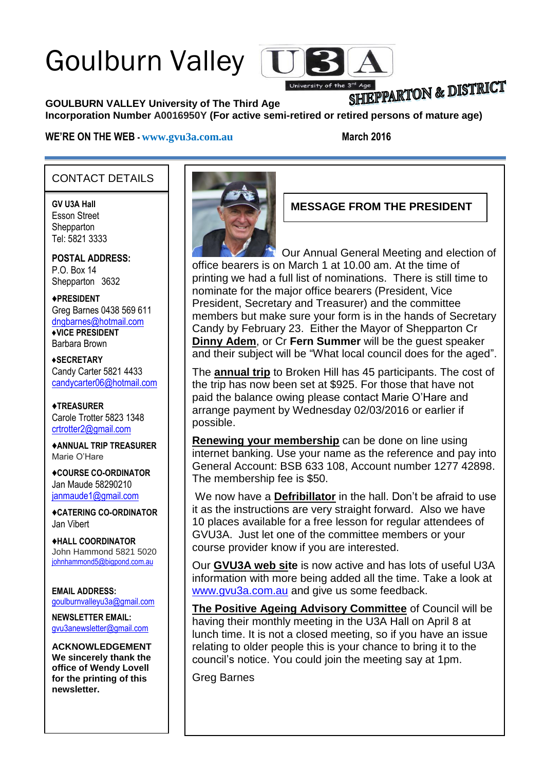# Goulburn Valley U3A

University of the 3rd Age

SHEPPARTON & DISTRICT

**GOULBURN VALLEY University of The Third Age**
**Incorporation Number A0016950Y (For active semi-retired or retired persons of mature age)**

**WE'RE ON THE WEB - www.gvu3a.com.au** **March 2016**

## CONTACT DETAILS

**GV U3A Hall**
Esson Street
Shepparton
Tel: 5821 3333

**POSTAL ADDRESS:**
P.O. Box 14
Shepparton 3632

**♦PRESIDENT**
Greg Barnes 0438 569 611
dngbarnes@hotmail.com

**♦VICE PRESIDENT**
Barbara Brown

**♦SECRETARY**
Candy Carter 5821 4433
candycarter06@hotmail.com

**♦TREASURER**
Carole Trotter 5823 1348
crtrotter2@gmail.com

**♦ANNUAL TRIP TREASURER**
Marie O'Hare

**♦COURSE CO-ORDINATOR**
Jan Maude 58290210
janmaude1@gmail.com

**♦CATERING CO-ORDINATOR**
Jan Vibert

**♦HALL COORDINATOR**
John Hammond 5821 5020
johnhammond5@bigpond.com.au

**EMAIL ADDRESS:**
goulburnvalleyu3a@gmail.com

**NEWSLETTER EMAIL:**
gvu3anewsletter@gmail.com

**ACKNOWLEDGEMENT**
**We sincerely thank the office of Wendy Lovell for the printing of this newsletter.**

## MESSAGE FROM THE PRESIDENT

Our Annual General Meeting and election of office bearers is on March 1 at 10.00 am. At the time of printing we had a full list of nominations. There is still time to nominate for the major office bearers (President, Vice President, Secretary and Treasurer) and the committee members but make sure your form is in the hands of Secretary Candy by February 23. Either the Mayor of Shepparton Cr **Dinny Adem**, or Cr **Fern Summer** will be the guest speaker and their subject will be "What local council does for the aged".

The **annual trip** to Broken Hill has 45 participants. The cost of the trip has now been set at $925. For those that have not paid the balance owing please contact Marie O'Hare and arrange payment by Wednesday 02/03/2016 or earlier if possible.

**Renewing your membership** can be done on line using internet banking. Use your name as the reference and pay into General Account: BSB 633 108, Account number 1277 42898. The membership fee is $50.

We now have a **Defribillator** in the hall. Don't be afraid to use it as the instructions are very straight forward. Also we have 10 places available for a free lesson for regular attendees of GVU3A. Just let one of the committee members or your course provider know if you are interested.

Our **GVU3A web site** is now active and has lots of useful U3A information with more being added all the time. Take a look at www.gvu3a.com.au and give us some feedback.

**The Positive Ageing Advisory Committee** of Council will be having their monthly meeting in the U3A Hall on April 8 at lunch time. It is not a closed meeting, so if you have an issue relating to older people this is your chance to bring it to the council's notice. You could join the meeting say at 1pm.

Greg Barnes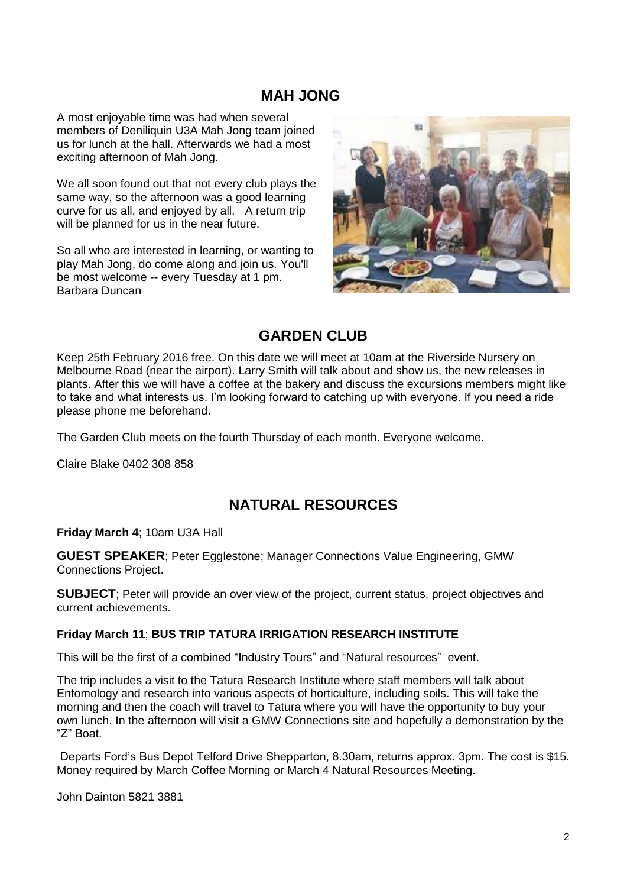## MAH JONG

A most enjoyable time was had when several members of Deniliquin U3A Mah Jong team joined us for lunch at the hall. Afterwards we had a most exciting afternoon of Mah Jong.

We all soon found out that not every club plays the same way, so the afternoon was a good learning curve for us all, and enjoyed by all. A return trip will be planned for us in the near future.

So all who are interested in learning, or wanting to play Mah Jong, do come along and join us. You'll be most welcome -- every Tuesday at 1 pm.
Barbara Duncan

## GARDEN CLUB

Keep 25th February 2016 free. On this date we will meet at 10am at the Riverside Nursery on Melbourne Road (near the airport). Larry Smith will talk about and show us, the new releases in plants. After this we will have a coffee at the bakery and discuss the excursions members might like to take and what interests us. I'm looking forward to catching up with everyone. If you need a ride please phone me beforehand.

The Garden Club meets on the fourth Thursday of each month. Everyone welcome.

Claire Blake 0402 308 858

## NATURAL RESOURCES

**Friday March 4**; 10am U3A Hall

**GUEST SPEAKER**; Peter Egglestone; Manager Connections Value Engineering, GMW Connections Project.

**SUBJECT**; Peter will provide an over view of the project, current status, project objectives and current achievements.

**Friday March 11**; **BUS TRIP TATURA IRRIGATION RESEARCH INSTITUTE**

This will be the first of a combined "Industry Tours" and "Natural resources" event.

The trip includes a visit to the Tatura Research Institute where staff members will talk about Entomology and research into various aspects of horticulture, including soils. This will take the morning and then the coach will travel to Tatura where you will have the opportunity to buy your own lunch. In the afternoon will visit a GMW Connections site and hopefully a demonstration by the "Z" Boat.

Departs Ford's Bus Depot Telford Drive Shepparton, 8.30am, returns approx. 3pm. The cost is $15. Money required by March Coffee Morning or March 4 Natural Resources Meeting.

John Dainton 5821 3881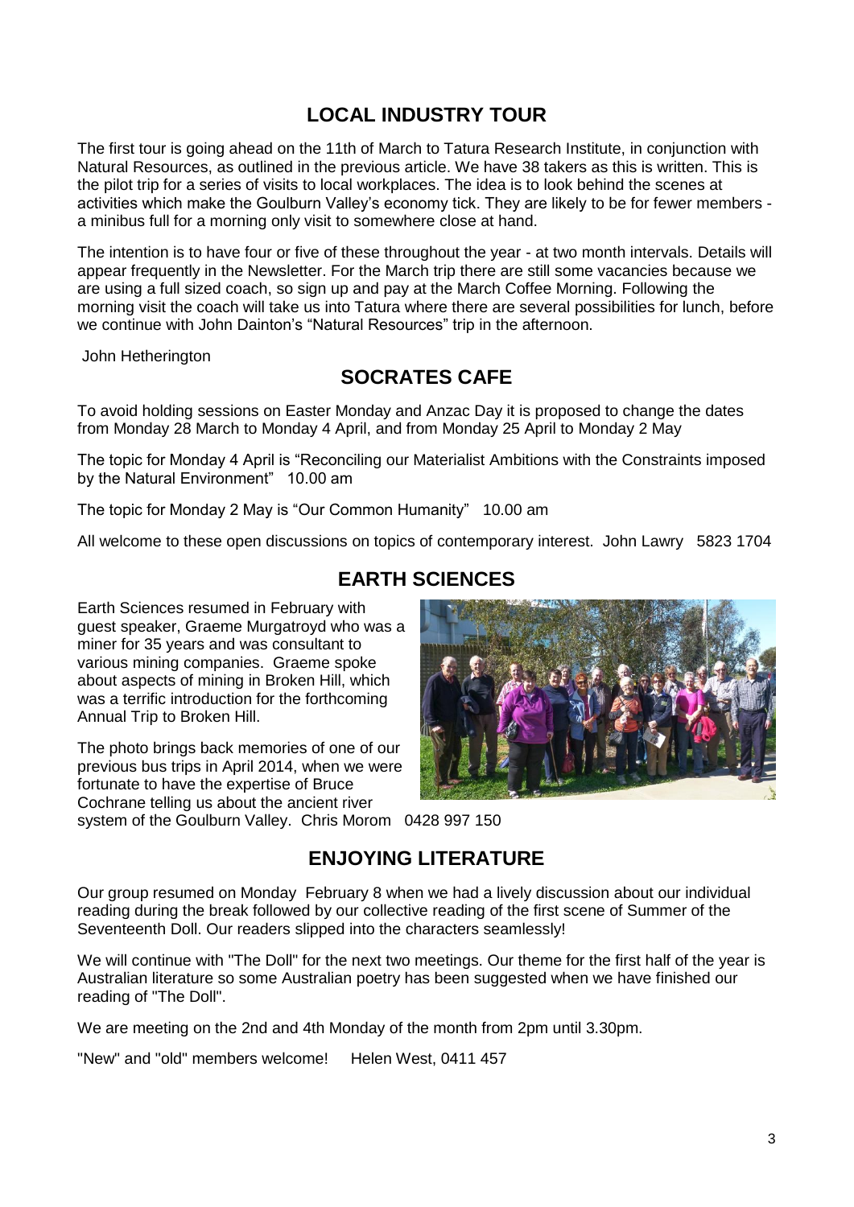## LOCAL INDUSTRY TOUR

The first tour is going ahead on the 11th of March to Tatura Research Institute, in conjunction with Natural Resources, as outlined in the previous article. We have 38 takers as this is written. This is the pilot trip for a series of visits to local workplaces. The idea is to look behind the scenes at activities which make the Goulburn Valley's economy tick. They are likely to be for fewer members - a minibus full for a morning only visit to somewhere close at hand.

The intention is to have four or five of these throughout the year - at two month intervals. Details will appear frequently in the Newsletter. For the March trip there are still some vacancies because we are using a full sized coach, so sign up and pay at the March Coffee Morning. Following the morning visit the coach will take us into Tatura where there are several possibilities for lunch, before we continue with John Dainton's "Natural Resources" trip in the afternoon.

John Hetherington

## SOCRATES CAFE

To avoid holding sessions on Easter Monday and Anzac Day it is proposed to change the dates from Monday 28 March to Monday 4 April, and from Monday 25 April to Monday 2 May

The topic for Monday 4 April is "Reconciling our Materialist Ambitions with the Constraints imposed by the Natural Environment" 10.00 am

The topic for Monday 2 May is "Our Common Humanity" 10.00 am

All welcome to these open discussions on topics of contemporary interest. John Lawry 5823 1704

## EARTH SCIENCES

Earth Sciences resumed in February with guest speaker, Graeme Murgatroyd who was a miner for 35 years and was consultant to various mining companies. Graeme spoke about aspects of mining in Broken Hill, which was a terrific introduction for the forthcoming Annual Trip to Broken Hill.

The photo brings back memories of one of our previous bus trips in April 2014, when we were fortunate to have the expertise of Bruce Cochrane telling us about the ancient river system of the Goulburn Valley. Chris Morom 0428 997 150

## ENJOYING LITERATURE

Our group resumed on Monday February 8 when we had a lively discussion about our individual reading during the break followed by our collective reading of the first scene of Summer of the Seventeenth Doll. Our readers slipped into the characters seamlessly!

We will continue with "The Doll" for the next two meetings. Our theme for the first half of the year is Australian literature so some Australian poetry has been suggested when we have finished our reading of "The Doll".

We are meeting on the 2nd and 4th Monday of the month from 2pm until 3.30pm.

"New" and "old" members welcome! Helen West, 0411 457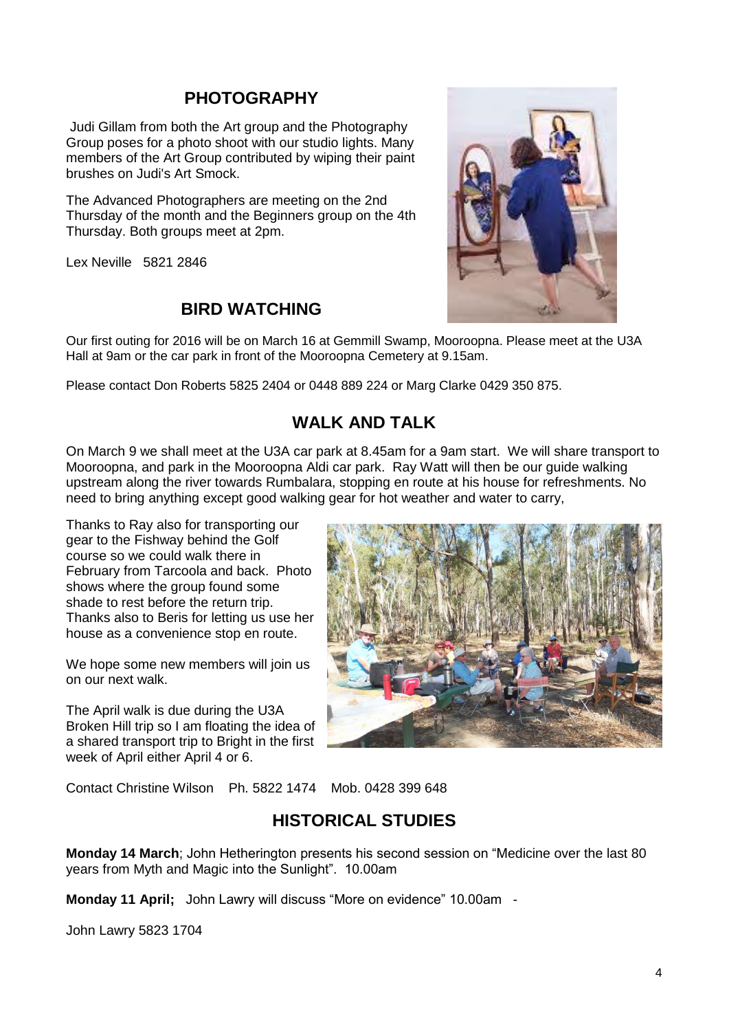## PHOTOGRAPHY

Judi Gillam from both the Art group and the Photography Group poses for a photo shoot with our studio lights. Many members of the Art Group contributed by wiping their paint brushes on Judi's Art Smock.

The Advanced Photographers are meeting on the 2nd Thursday of the month and the Beginners group on the 4th Thursday. Both groups meet at 2pm.

Lex Neville 5821 2846

## BIRD WATCHING

Our first outing for 2016 will be on March 16 at Gemmill Swamp, Mooroopna. Please meet at the U3A Hall at 9am or the car park in front of the Mooroopna Cemetery at 9.15am.

Please contact Don Roberts 5825 2404 or 0448 889 224 or Marg Clarke 0429 350 875.

## WALK AND TALK

On March 9 we shall meet at the U3A car park at 8.45am for a 9am start. We will share transport to Mooroopna, and park in the Mooroopna Aldi car park. Ray Watt will then be our guide walking upstream along the river towards Rumbalara, stopping en route at his house for refreshments. No need to bring anything except good walking gear for hot weather and water to carry,

Thanks to Ray also for transporting our gear to the Fishway behind the Golf course so we could walk there in February from Tarcoola and back. Photo shows where the group found some shade to rest before the return trip. Thanks also to Beris for letting us use her house as a convenience stop en route.

We hope some new members will join us on our next walk.

The April walk is due during the U3A Broken Hill trip so I am floating the idea of a shared transport trip to Bright in the first week of April either April 4 or 6.

Contact Christine Wilson Ph. 5822 1474 Mob. 0428 399 648

## HISTORICAL STUDIES

**Monday 14 March**; John Hetherington presents his second session on "Medicine over the last 80 years from Myth and Magic into the Sunlight". 10.00am

**Monday 11 April;** John Lawry will discuss "More on evidence" 10.00am -

John Lawry 5823 1704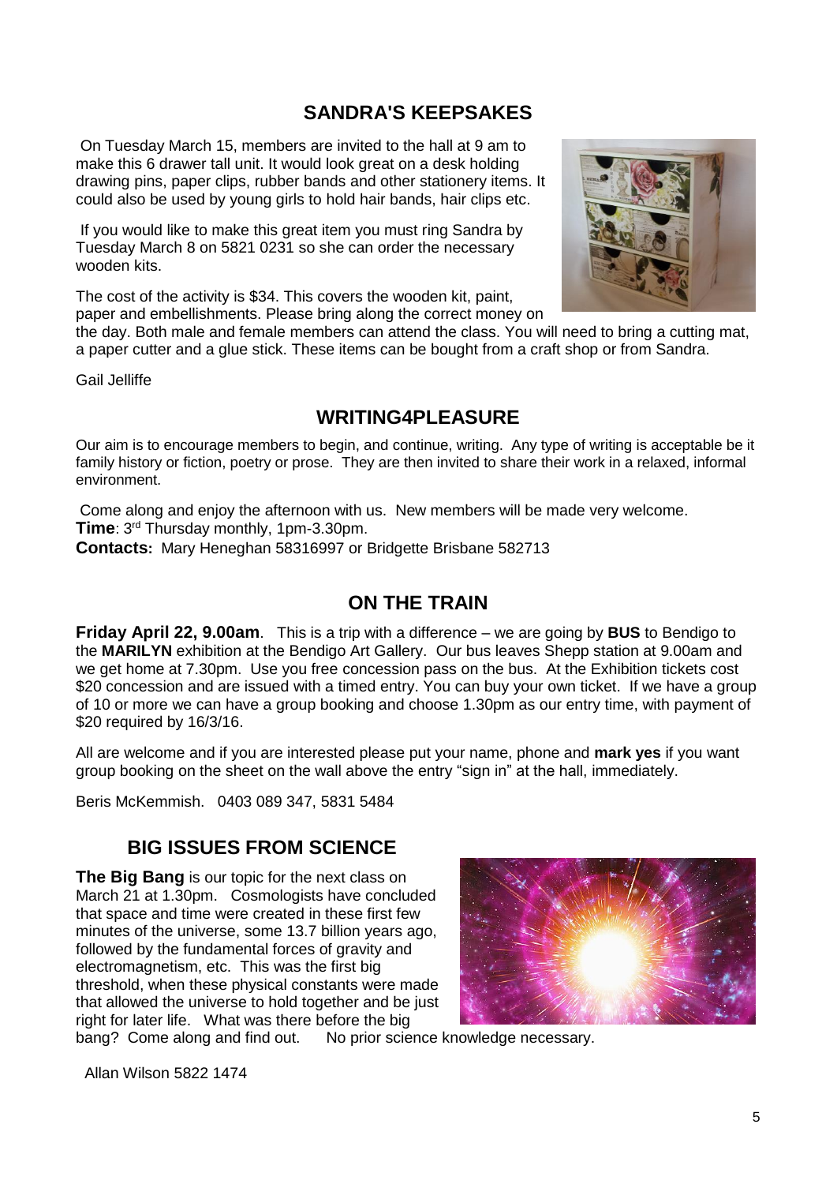## SANDRA'S KEEPSAKES

On Tuesday March 15, members are invited to the hall at 9 am to make this 6 drawer tall unit. It would look great on a desk holding drawing pins, paper clips, rubber bands and other stationery items. It could also be used by young girls to hold hair bands, hair clips etc.

If you would like to make this great item you must ring Sandra by Tuesday March 8 on 5821 0231 so she can order the necessary wooden kits.

The cost of the activity is $34. This covers the wooden kit, paint, paper and embellishments. Please bring along the correct money on the day. Both male and female members can attend the class. You will need to bring a cutting mat, a paper cutter and a glue stick. These items can be bought from a craft shop or from Sandra.

Gail Jelliffe

## WRITING4PLEASURE

Our aim is to encourage members to begin, and continue, writing. Any type of writing is acceptable be it family history or fiction, poetry or prose. They are then invited to share their work in a relaxed, informal environment.

Come along and enjoy the afternoon with us. New members will be made very welcome.
**Time**: 3rd Thursday monthly, 1pm-3.30pm.
**Contacts:** Mary Heneghan 58316997 or Bridgette Brisbane 582713

## ON THE TRAIN

**Friday April 22, 9.00am**. This is a trip with a difference – we are going by **BUS** to Bendigo to the **MARILYN** exhibition at the Bendigo Art Gallery. Our bus leaves Shepp station at 9.00am and we get home at 7.30pm. Use you free concession pass on the bus. At the Exhibition tickets cost $20 concession and are issued with a timed entry. You can buy your own ticket. If we have a group of 10 or more we can have a group booking and choose 1.30pm as our entry time, with payment of $20 required by 16/3/16.

All are welcome and if you are interested please put your name, phone and **mark yes** if you want group booking on the sheet on the wall above the entry "sign in" at the hall, immediately.

Beris McKemmish. 0403 089 347, 5831 5484

## BIG ISSUES FROM SCIENCE

**The Big Bang** is our topic for the next class on March 21 at 1.30pm. Cosmologists have concluded that space and time were created in these first few minutes of the universe, some 13.7 billion years ago, followed by the fundamental forces of gravity and electromagnetism, etc. This was the first big threshold, when these physical constants were made that allowed the universe to hold together and be just right for later life. What was there before the big bang? Come along and find out. No prior science knowledge necessary.

Allan Wilson 5822 1474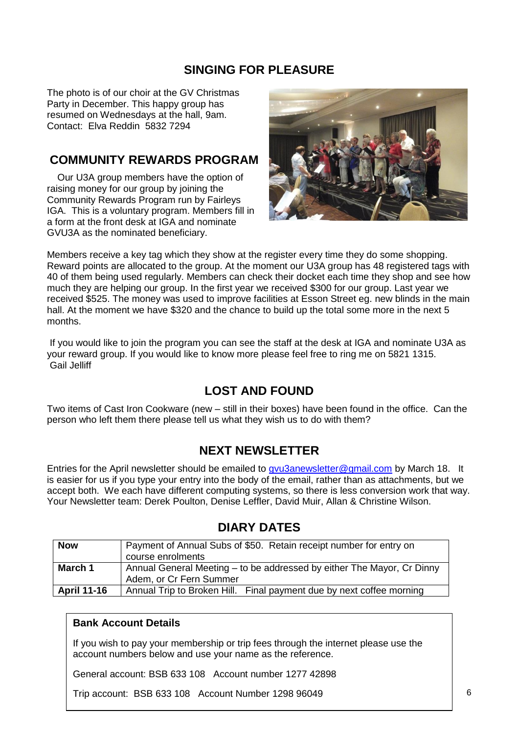## SINGING FOR PLEASURE

The photo is of our choir at the GV Christmas Party in December. This happy group has resumed on Wednesdays at the hall, 9am. Contact: Elva Reddin 5832 7294

## COMMUNITY REWARDS PROGRAM

Our U3A group members have the option of raising money for our group by joining the Community Rewards Program run by Fairleys IGA. This is a voluntary program. Members fill in a form at the front desk at IGA and nominate GVU3A as the nominated beneficiary.

Members receive a key tag which they show at the register every time they do some shopping. Reward points are allocated to the group. At the moment our U3A group has 48 registered tags with 40 of them being used regularly. Members can check their docket each time they shop and see how much they are helping our group. In the first year we received $300 for our group. Last year we received $525. The money was used to improve facilities at Esson Street eg. new blinds in the main hall. At the moment we have $320 and the chance to build up the total some more in the next 5 months.

If you would like to join the program you can see the staff at the desk at IGA and nominate U3A as your reward group. If you would like to know more please feel free to ring me on 5821 1315.
Gail Jelliff

## LOST AND FOUND

Two items of Cast Iron Cookware (new – still in their boxes) have been found in the office. Can the person who left them there please tell us what they wish us to do with them?

## NEXT NEWSLETTER

Entries for the April newsletter should be emailed to gvu3anewsletter@gmail.com by March 18. It is easier for us if you type your entry into the body of the email, rather than as attachments, but we accept both. We each have different computing systems, so there is less conversion work that way. Your Newsletter team: Derek Poulton, Denise Leffler, David Muir, Allan & Christine Wilson.

## DIARY DATES

| | |
|---|---|
| **Now** | Payment of Annual Subs of $50. Retain receipt number for entry on course enrolments |
| **March 1** | Annual General Meeting – to be addressed by either The Mayor, Cr Dinny Adem, or Cr Fern Summer |
| **April 11-16** | Annual Trip to Broken Hill. Final payment due by next coffee morning |

**Bank Account Details**

If you wish to pay your membership or trip fees through the internet please use the account numbers below and use your name as the reference.

General account: BSB 633 108 Account number 1277 42898

Trip account: BSB 633 108 Account Number 1298 96049